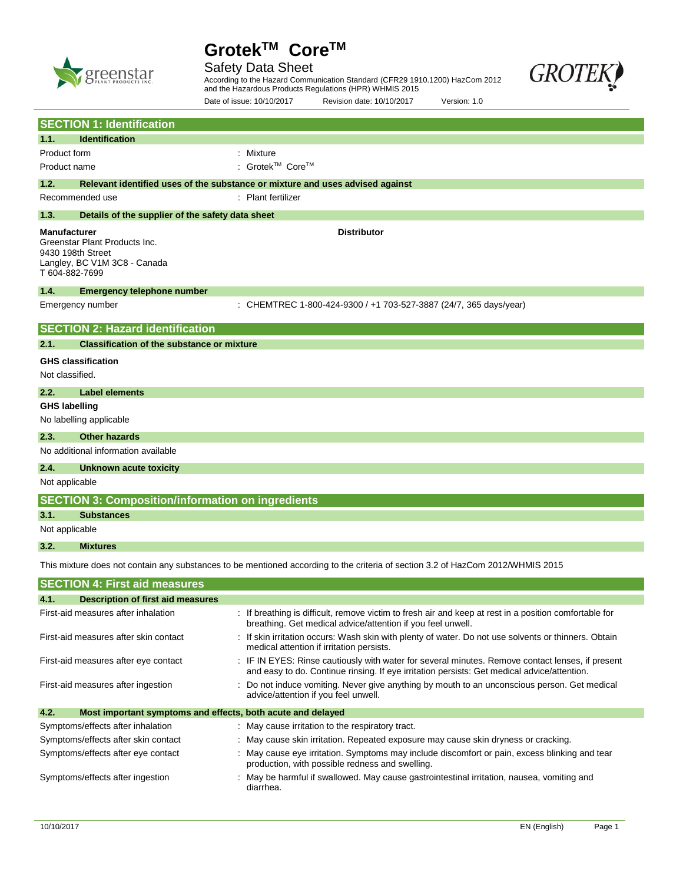# Grotek™ Core™

Safety Data Sheet

According to the Hazard Communication Standard (CFR29 1910.1200) HazCom 2012 and the Hazardous Products Regulations (HPR) WHMIS 2015

Date of issue: 10/10/2017 Revision date: 10/10/2017 Version: 1.0

## SECTION 1: Identification

### 1.1. Identification

| | |
|---|---|
| Product form | : Mixture |
| Product name | : Grotek™ Core™ |

### 1.2. Relevant identified uses of the substance or mixture and uses advised against

| | |
|---|---|
| Recommended use | : Plant fertilizer |

### 1.3. Details of the supplier of the safety data sheet

**Manufacturer**
Greenstar Plant Products Inc.
9430 198th Street
Langley, BC V1M 3C8 - Canada
T 604-882-7699

**Distributor**

### 1.4. Emergency telephone number

| | |
|---|---|
| Emergency number | : CHEMTREC 1-800-424-9300 / +1 703-527-3887 (24/7, 365 days/year) |

## SECTION 2: Hazard identification

### 2.1. Classification of the substance or mixture

**GHS classification**

Not classified.

### 2.2. Label elements

**GHS labelling**

No labelling applicable

### 2.3. Other hazards

No additional information available

### 2.4. Unknown acute toxicity

Not applicable

## SECTION 3: Composition/information on ingredients

### 3.1. Substances

Not applicable

### 3.2. Mixtures

This mixture does not contain any substances to be mentioned according to the criteria of section 3.2 of HazCom 2012/WHMIS 2015

## SECTION 4: First aid measures

### 4.1. Description of first aid measures

| | |
|---|---|
| First-aid measures after inhalation | : If breathing is difficult, remove victim to fresh air and keep at rest in a position comfortable for breathing. Get medical advice/attention if you feel unwell. |
| First-aid measures after skin contact | : If skin irritation occurs: Wash skin with plenty of water. Do not use solvents or thinners. Obtain medical attention if irritation persists. |
| First-aid measures after eye contact | : IF IN EYES: Rinse cautiously with water for several minutes. Remove contact lenses, if present and easy to do. Continue rinsing. If eye irritation persists: Get medical advice/attention. |
| First-aid measures after ingestion | : Do not induce vomiting. Never give anything by mouth to an unconscious person. Get medical advice/attention if you feel unwell. |

### 4.2. Most important symptoms and effects, both acute and delayed

| | |
|---|---|
| Symptoms/effects after inhalation | : May cause irritation to the respiratory tract. |
| Symptoms/effects after skin contact | : May cause skin irritation. Repeated exposure may cause skin dryness or cracking. |
| Symptoms/effects after eye contact | : May cause eye irritation. Symptoms may include discomfort or pain, excess blinking and tear production, with possible redness and swelling. |
| Symptoms/effects after ingestion | : May be harmful if swallowed. May cause gastrointestinal irritation, nausea, vomiting and diarrhea. |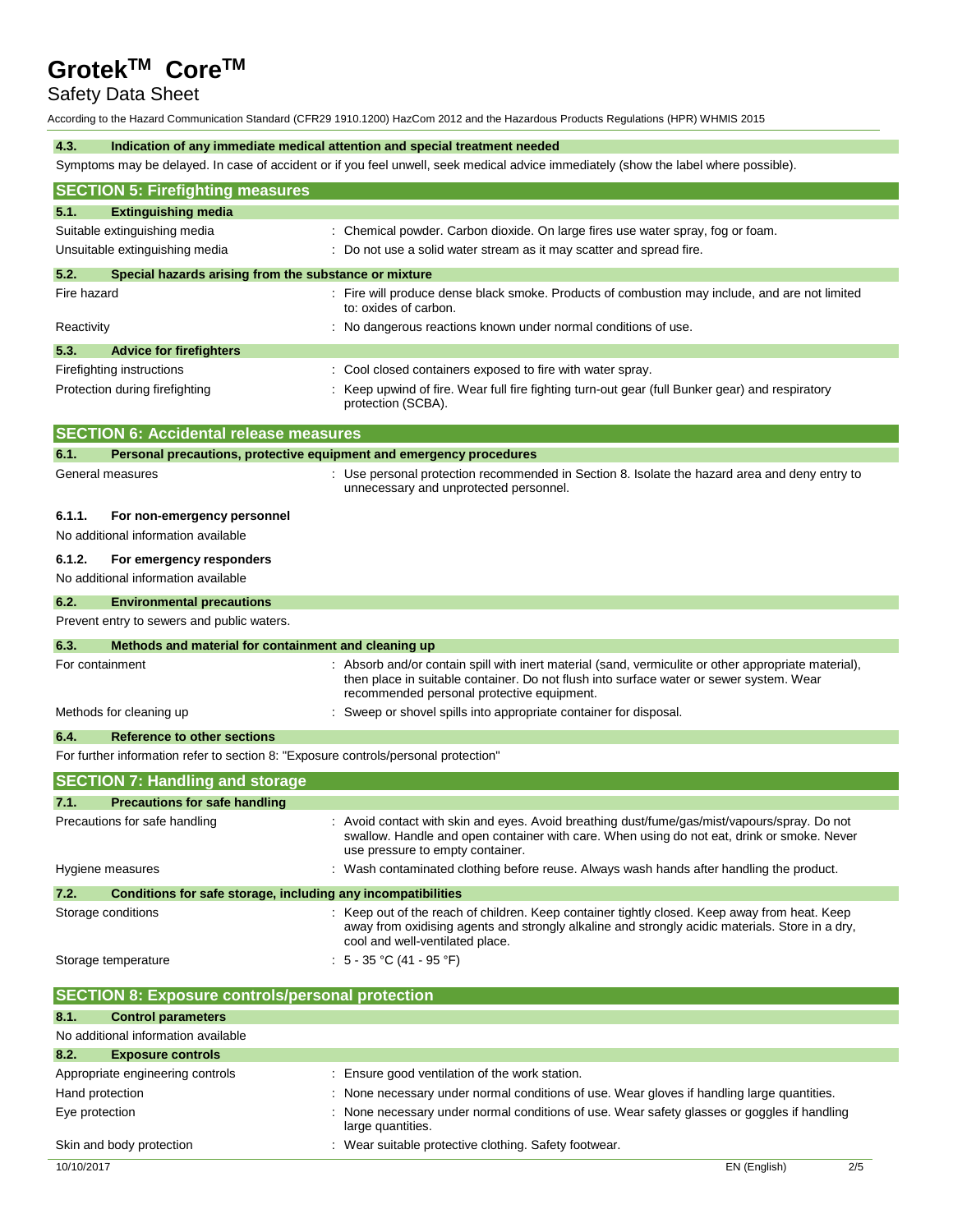#### 4.3. Indication of any immediate medical attention and special treatment needed

Symptoms may be delayed. In case of accident or if you feel unwell, seek medical advice immediately (show the label where possible).

## SECTION 5: Firefighting measures

#### 5.1. Extinguishing media

| | |
|---|---|
| Suitable extinguishing media | : Chemical powder. Carbon dioxide. On large fires use water spray, fog or foam. |
| Unsuitable extinguishing media | : Do not use a solid water stream as it may scatter and spread fire. |

#### 5.2. Special hazards arising from the substance or mixture

| | |
|---|---|
| Fire hazard | : Fire will produce dense black smoke. Products of combustion may include, and are not limited to: oxides of carbon. |
| Reactivity | : No dangerous reactions known under normal conditions of use. |

#### 5.3. Advice for firefighters

| | |
|---|---|
| Firefighting instructions | : Cool closed containers exposed to fire with water spray. |
| Protection during firefighting | : Keep upwind of fire. Wear full fire fighting turn-out gear (full Bunker gear) and respiratory protection (SCBA). |

## SECTION 6: Accidental release measures

#### 6.1. Personal precautions, protective equipment and emergency procedures

| | |
|---|---|
| General measures | : Use personal protection recommended in Section 8. Isolate the hazard area and deny entry to unnecessary and unprotected personnel. |

##### 6.1.1. For non-emergency personnel

No additional information available

##### 6.1.2. For emergency responders

No additional information available

#### 6.2. Environmental precautions

Prevent entry to sewers and public waters.

#### 6.3. Methods and material for containment and cleaning up

| | |
|---|---|
| For containment | : Absorb and/or contain spill with inert material (sand, vermiculite or other appropriate material), then place in suitable container. Do not flush into surface water or sewer system. Wear recommended personal protective equipment. |
| Methods for cleaning up | : Sweep or shovel spills into appropriate container for disposal. |

#### 6.4. Reference to other sections

For further information refer to section 8: "Exposure controls/personal protection"

## SECTION 7: Handling and storage

#### 7.1. Precautions for safe handling

| | |
|---|---|
| Precautions for safe handling | : Avoid contact with skin and eyes. Avoid breathing dust/fume/gas/mist/vapours/spray. Do not swallow. Handle and open container with care. When using do not eat, drink or smoke. Never use pressure to empty container. |
| Hygiene measures | : Wash contaminated clothing before reuse. Always wash hands after handling the product. |

#### 7.2. Conditions for safe storage, including any incompatibilities

| | |
|---|---|
| Storage conditions | : Keep out of the reach of children. Keep container tightly closed. Keep away from heat. Keep away from oxidising agents and strongly alkaline and strongly acidic materials. Store in a dry, cool and well-ventilated place. |
| Storage temperature | : 5 - 35 °C (41 - 95 °F) |

## SECTION 8: Exposure controls/personal protection

#### 8.1. Control parameters

No additional information available

#### 8.2. Exposure controls

| | |
|---|---|
| Appropriate engineering controls | : Ensure good ventilation of the work station. |
| Hand protection | : None necessary under normal conditions of use. Wear gloves if handling large quantities. |
| Eye protection | : None necessary under normal conditions of use. Wear safety glasses or goggles if handling large quantities. |
| Skin and body protection | : Wear suitable protective clothing. Safety footwear. |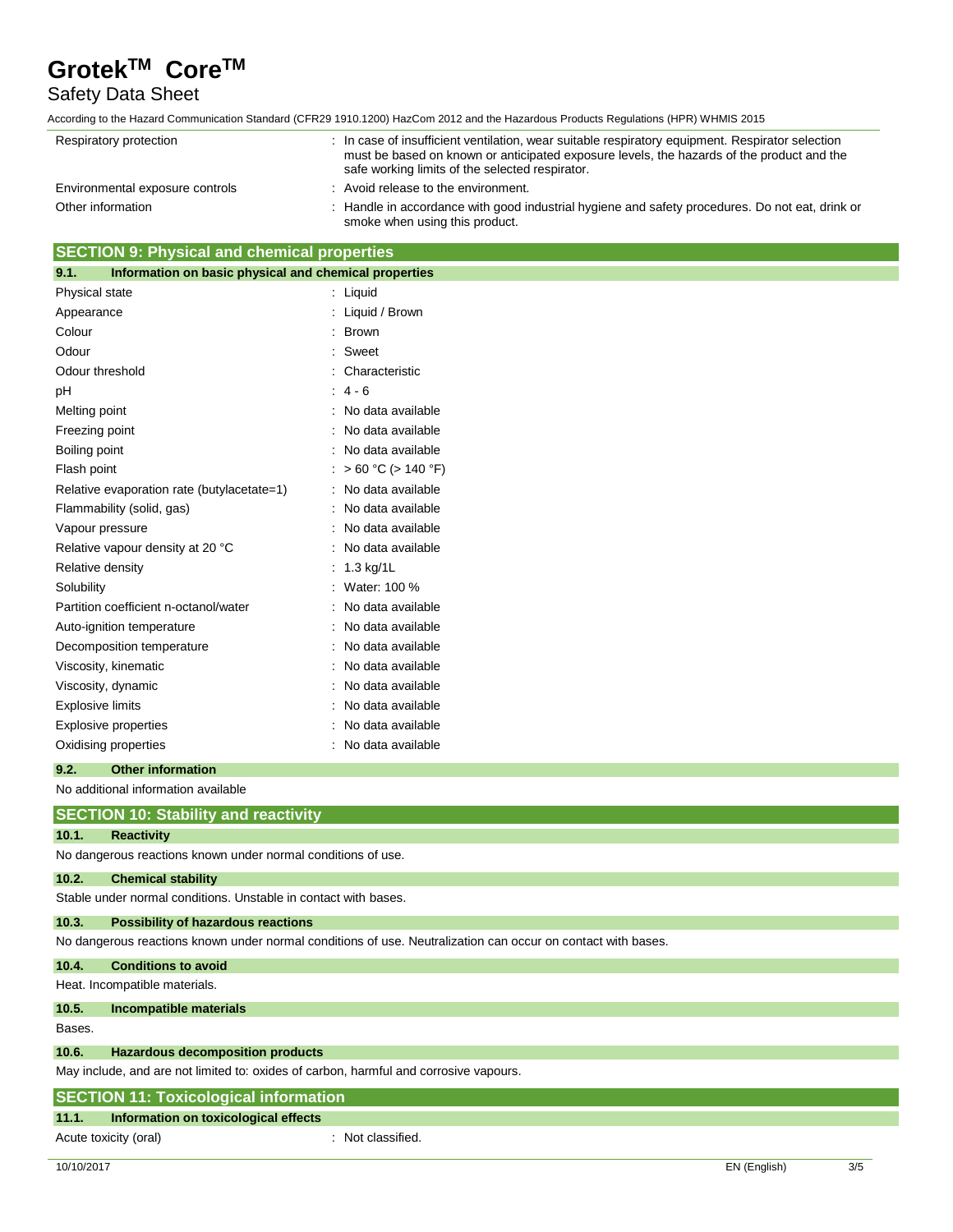| | |
|---|---|
| Respiratory protection | : In case of insufficient ventilation, wear suitable respiratory equipment. Respirator selection must be based on known or anticipated exposure levels, the hazards of the product and the safe working limits of the selected respirator. |
| Environmental exposure controls | : Avoid release to the environment. |
| Other information | : Handle in accordance with good industrial hygiene and safety procedures. Do not eat, drink or smoke when using this product. |

## SECTION 9: Physical and chemical properties

### 9.1. Information on basic physical and chemical properties

| | |
|---|---|
| Physical state | : Liquid |
| Appearance | : Liquid / Brown |
| Colour | : Brown |
| Odour | : Sweet |
| Odour threshold | : Characteristic |
| pH | : 4 - 6 |
| Melting point | : No data available |
| Freezing point | : No data available |
| Boiling point | : No data available |
| Flash point | : > 60 °C (> 140 °F) |
| Relative evaporation rate (butylacetate=1) | : No data available |
| Flammability (solid, gas) | : No data available |
| Vapour pressure | : No data available |
| Relative vapour density at 20 °C | : No data available |
| Relative density | : 1.3 kg/1L |
| Solubility | : Water: 100 % |
| Partition coefficient n-octanol/water | : No data available |
| Auto-ignition temperature | : No data available |
| Decomposition temperature | : No data available |
| Viscosity, kinematic | : No data available |
| Viscosity, dynamic | : No data available |
| Explosive limits | : No data available |
| Explosive properties | : No data available |
| Oxidising properties | : No data available |

### 9.2. Other information

No additional information available

## SECTION 10: Stability and reactivity

### 10.1. Reactivity

No dangerous reactions known under normal conditions of use.

### 10.2. Chemical stability

Stable under normal conditions. Unstable in contact with bases.

### 10.3. Possibility of hazardous reactions

No dangerous reactions known under normal conditions of use. Neutralization can occur on contact with bases.

### 10.4. Conditions to avoid

Heat. Incompatible materials.

### 10.5. Incompatible materials

Bases.

### 10.6. Hazardous decomposition products

May include, and are not limited to: oxides of carbon, harmful and corrosive vapours.

## SECTION 11: Toxicological information

### 11.1. Information on toxicological effects

| | |
|---|---|
| Acute toxicity (oral) | : Not classified. |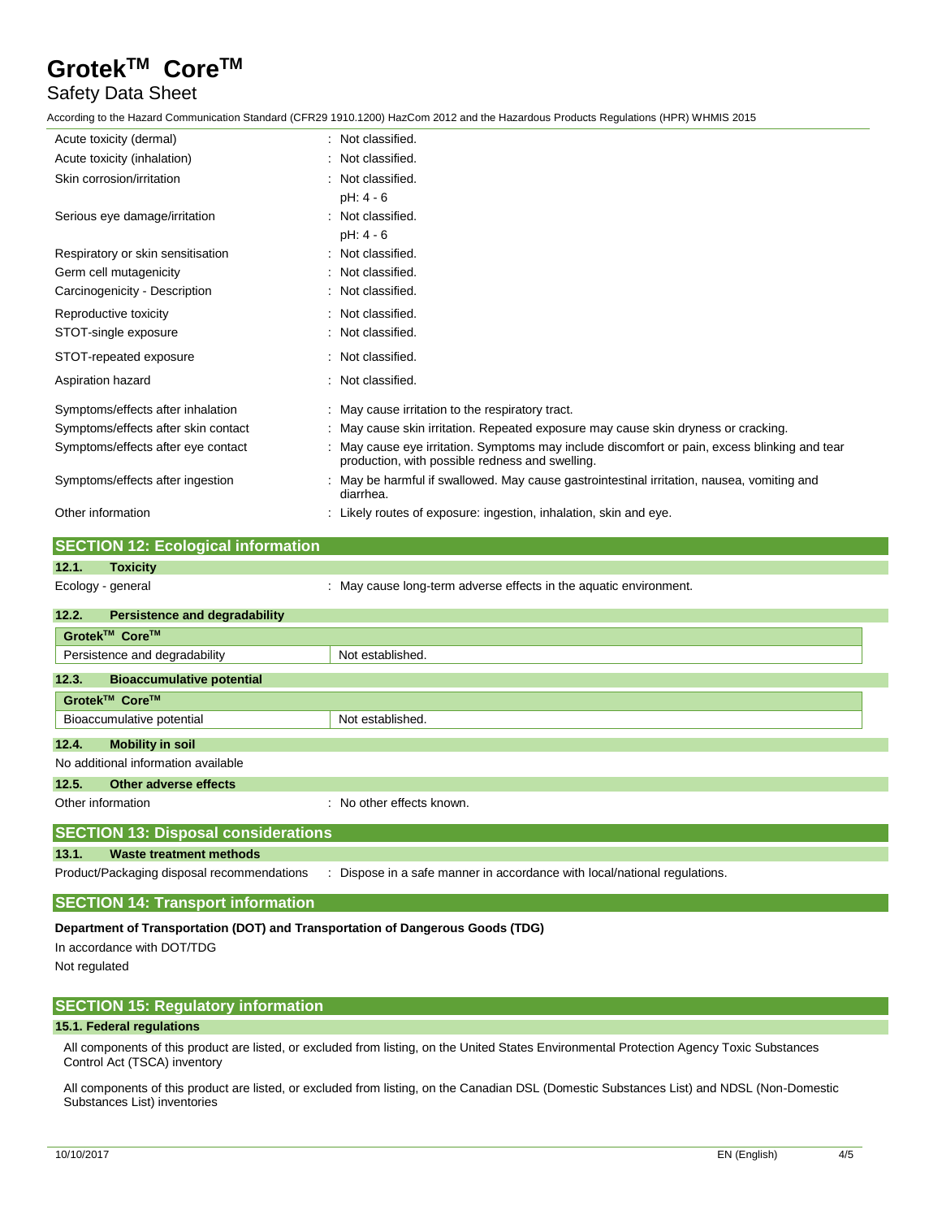| | |
|---|---|
| Acute toxicity (dermal) | : Not classified. |
| Acute toxicity (inhalation) | : Not classified. |
| Skin corrosion/irritation | : Not classified.<br>pH: 4 - 6 |
| Serious eye damage/irritation | : Not classified.<br>pH: 4 - 6 |
| Respiratory or skin sensitisation | : Not classified. |
| Germ cell mutagenicity | : Not classified. |
| Carcinogenicity - Description | : Not classified. |
| Reproductive toxicity | : Not classified. |
| STOT-single exposure | : Not classified. |
| STOT-repeated exposure | : Not classified. |
| Aspiration hazard | : Not classified. |
| Symptoms/effects after inhalation | : May cause irritation to the respiratory tract. |
| Symptoms/effects after skin contact | : May cause skin irritation. Repeated exposure may cause skin dryness or cracking. |
| Symptoms/effects after eye contact | : May cause eye irritation. Symptoms may include discomfort or pain, excess blinking and tear production, with possible redness and swelling. |
| Symptoms/effects after ingestion | : May be harmful if swallowed. May cause gastrointestinal irritation, nausea, vomiting and diarrhea. |
| Other information | : Likely routes of exposure: ingestion, inhalation, skin and eye. |

## SECTION 12: Ecological information

### 12.1. Toxicity

Ecology - general : May cause long-term adverse effects in the aquatic environment.

### 12.2. Persistence and degradability

| Grotek™ Core™ | |
|---|---|
| Persistence and degradability | Not established. |

### 12.3. Bioaccumulative potential

| Grotek™ Core™ | |
|---|---|
| Bioaccumulative potential | Not established. |

### 12.4. Mobility in soil

No additional information available

### 12.5. Other adverse effects

Other information : No other effects known.

## SECTION 13: Disposal considerations

### 13.1. Waste treatment methods

Product/Packaging disposal recommendations : Dispose in a safe manner in accordance with local/national regulations.

## SECTION 14: Transport information

**Department of Transportation (DOT) and Transportation of Dangerous Goods (TDG)**

In accordance with DOT/TDG

Not regulated

## SECTION 15: Regulatory information

### 15.1. Federal regulations

All components of this product are listed, or excluded from listing, on the United States Environmental Protection Agency Toxic Substances Control Act (TSCA) inventory

All components of this product are listed, or excluded from listing, on the Canadian DSL (Domestic Substances List) and NDSL (Non-Domestic Substances List) inventories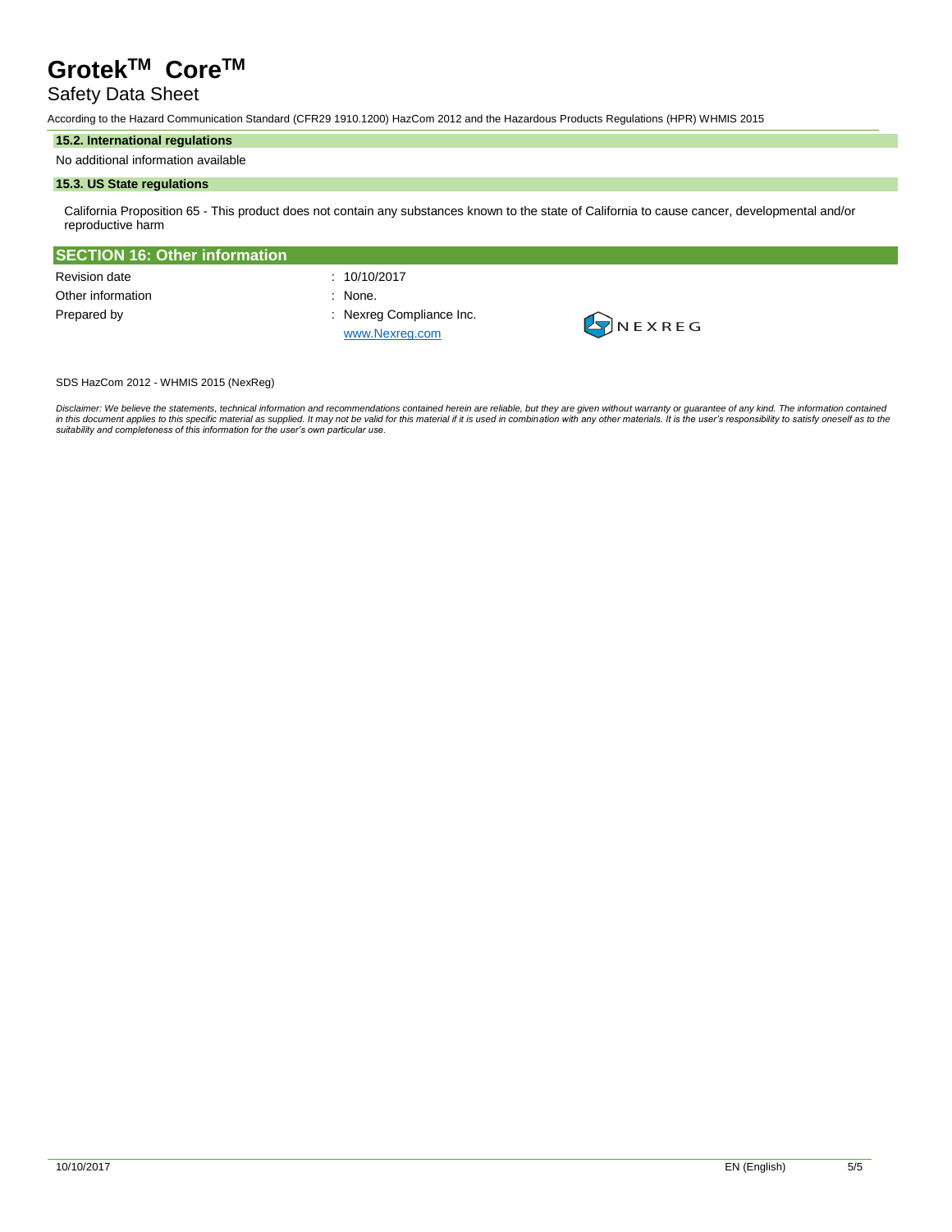#### 15.2. International regulations

No additional information available

#### 15.3. US State regulations

California Proposition 65 - This product does not contain any substances known to the state of California to cause cancer, developmental and/or reproductive harm

## SECTION 16: Other information

| | |
|---|---|
| Revision date | : 10/10/2017 |
| Other information | : None. |
| Prepared by | : Nexreg Compliance Inc.<br>www.Nexreg.com |

NEXREG

SDS HazCom 2012 - WHMIS 2015 (NexReg)

*Disclaimer: We believe the statements, technical information and recommendations contained herein are reliable, but they are given without warranty or guarantee of any kind. The information contained in this document applies to this specific material as supplied. It may not be valid for this material if it is used in combination with any other materials. It is the user's responsibility to satisfy oneself as to the suitability and completeness of this information for the user's own particular use.*